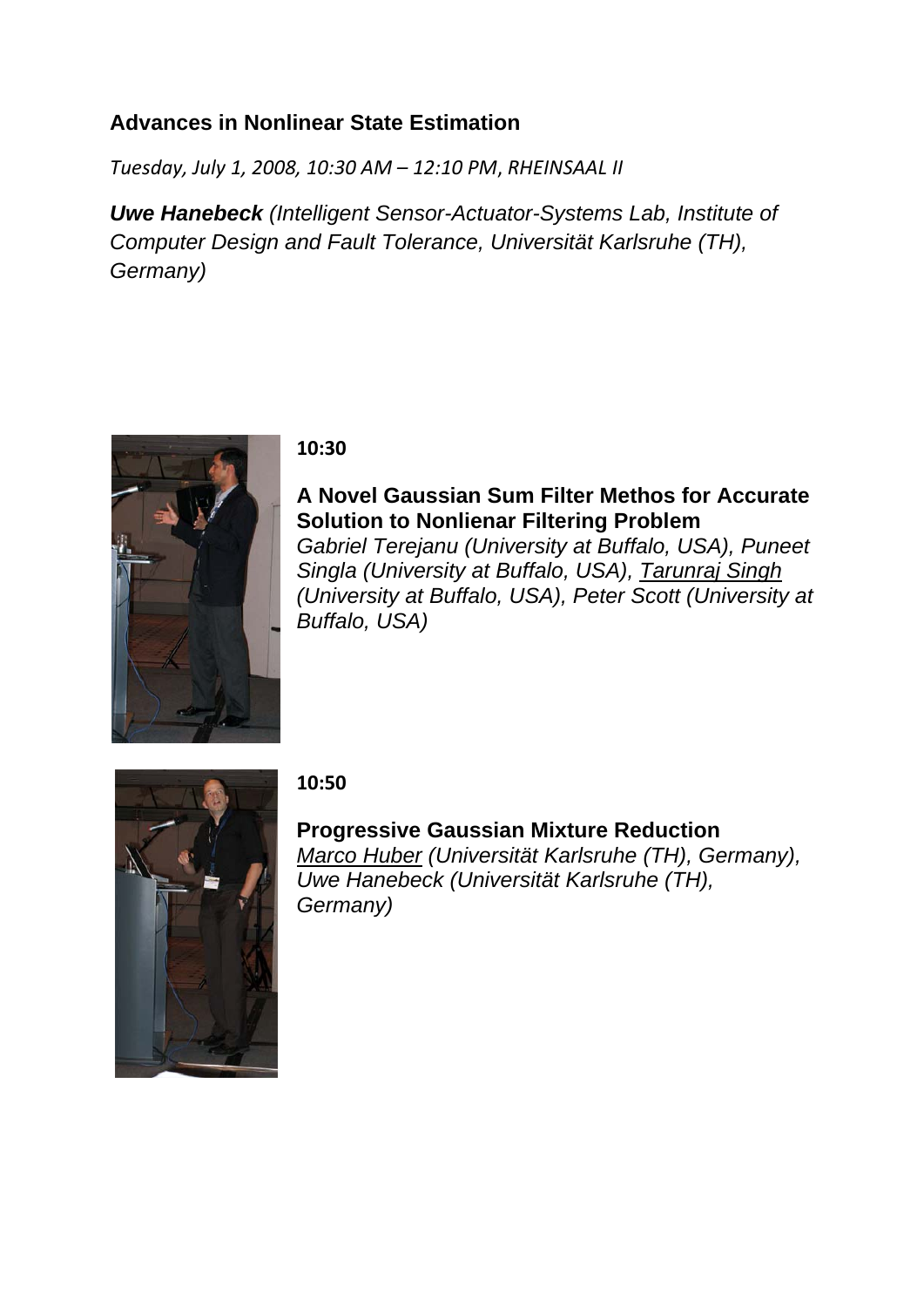## Advances in Nonlinear State Estimation

*Tuesday, July 1, 2008, 10:30 AM – 12:10 PM, RHEINSAAL II*

***Uwe Hanebeck*** *(Intelligent Sensor-Actuator-Systems Lab, Institute of Computer Design and Fault Tolerance, Universität Karlsruhe (TH), Germany)*

**10:30**

**A Novel Gaussian Sum Filter Methos for Accurate Solution to Nonlienar Filtering Problem**
*Gabriel Terejanu (University at Buffalo, USA), Puneet Singla (University at Buffalo, USA), <u>Tarunraj Singh</u> (University at Buffalo, USA), Peter Scott (University at Buffalo, USA)*

**10:50**

**Progressive Gaussian Mixture Reduction**
*<u>Marco Huber</u> (Universität Karlsruhe (TH), Germany), Uwe Hanebeck (Universität Karlsruhe (TH), Germany)*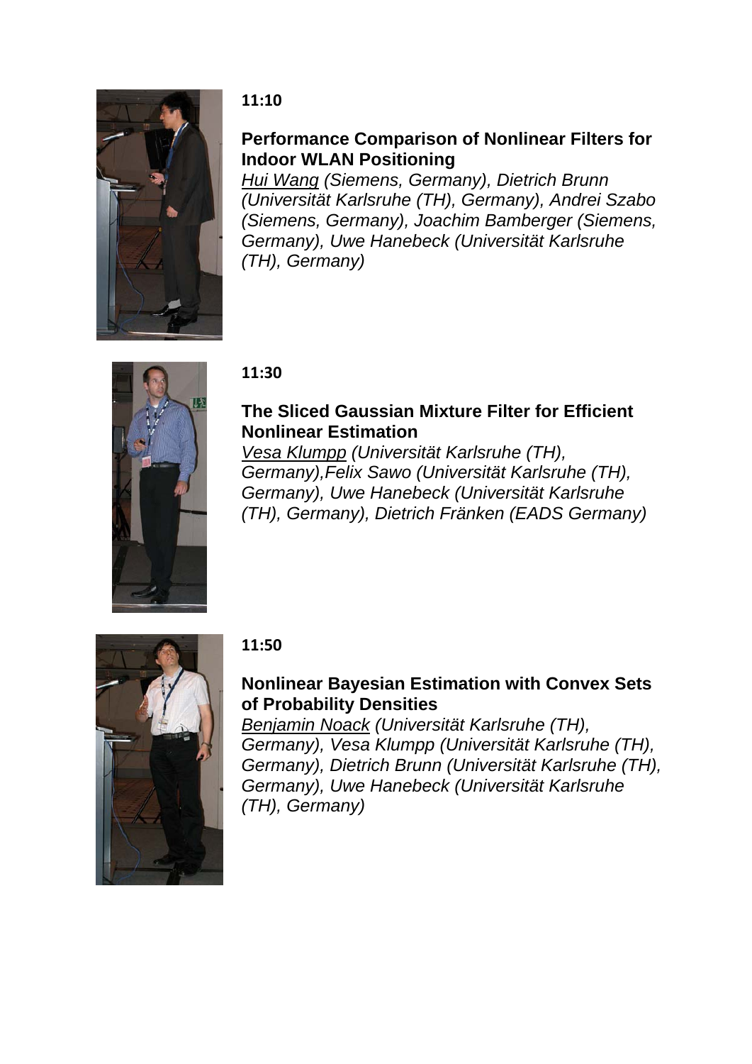**11:10**

**Performance Comparison of Nonlinear Filters for Indoor WLAN Positioning**

*Hui Wang (Siemens, Germany), Dietrich Brunn (Universität Karlsruhe (TH), Germany), Andrei Szabo (Siemens, Germany), Joachim Bamberger (Siemens, Germany), Uwe Hanebeck (Universität Karlsruhe (TH), Germany)*

**11:30**

**The Sliced Gaussian Mixture Filter for Efficient Nonlinear Estimation**

*Vesa Klumpp (Universität Karlsruhe (TH), Germany),Felix Sawo (Universität Karlsruhe (TH), Germany), Uwe Hanebeck (Universität Karlsruhe (TH), Germany), Dietrich Fränken (EADS Germany)*

**11:50**

**Nonlinear Bayesian Estimation with Convex Sets of Probability Densities**

*Benjamin Noack (Universität Karlsruhe (TH), Germany), Vesa Klumpp (Universität Karlsruhe (TH), Germany), Dietrich Brunn (Universität Karlsruhe (TH), Germany), Uwe Hanebeck (Universität Karlsruhe (TH), Germany)*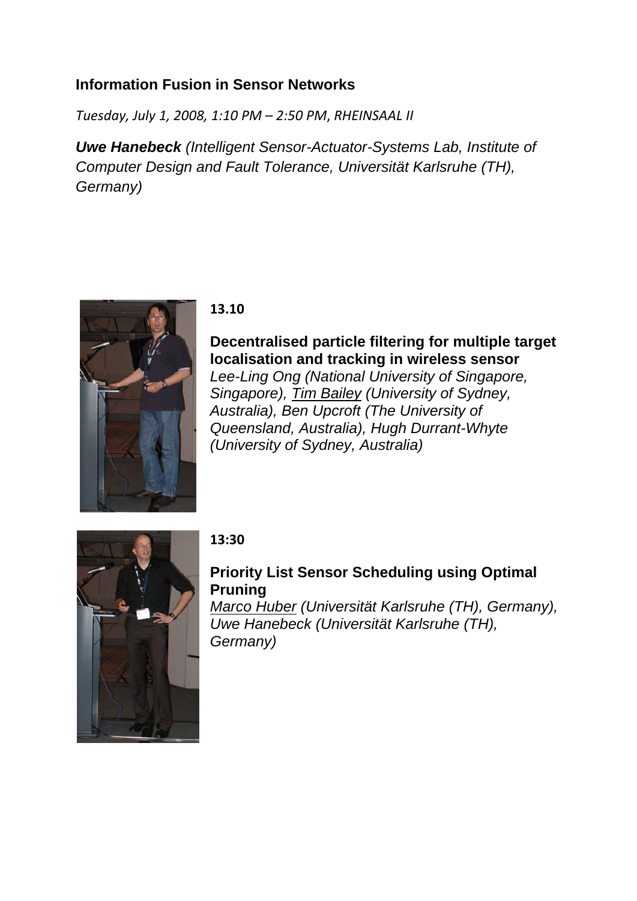## Information Fusion in Sensor Networks

*Tuesday, July 1, 2008, 1:10 PM – 2:50 PM, RHEINSAAL II*

***Uwe Hanebeck*** *(Intelligent Sensor-Actuator-Systems Lab, Institute of Computer Design and Fault Tolerance, Universität Karlsruhe (TH), Germany)*

**13.10**

**Decentralised particle filtering for multiple target localisation and tracking in wireless sensor**
*Lee-Ling Ong (National University of Singapore, Singapore), Tim Bailey (University of Sydney, Australia), Ben Upcroft (The University of Queensland, Australia), Hugh Durrant-Whyte (University of Sydney, Australia)*

**13:30**

**Priority List Sensor Scheduling using Optimal Pruning**
*Marco Huber (Universität Karlsruhe (TH), Germany), Uwe Hanebeck (Universität Karlsruhe (TH), Germany)*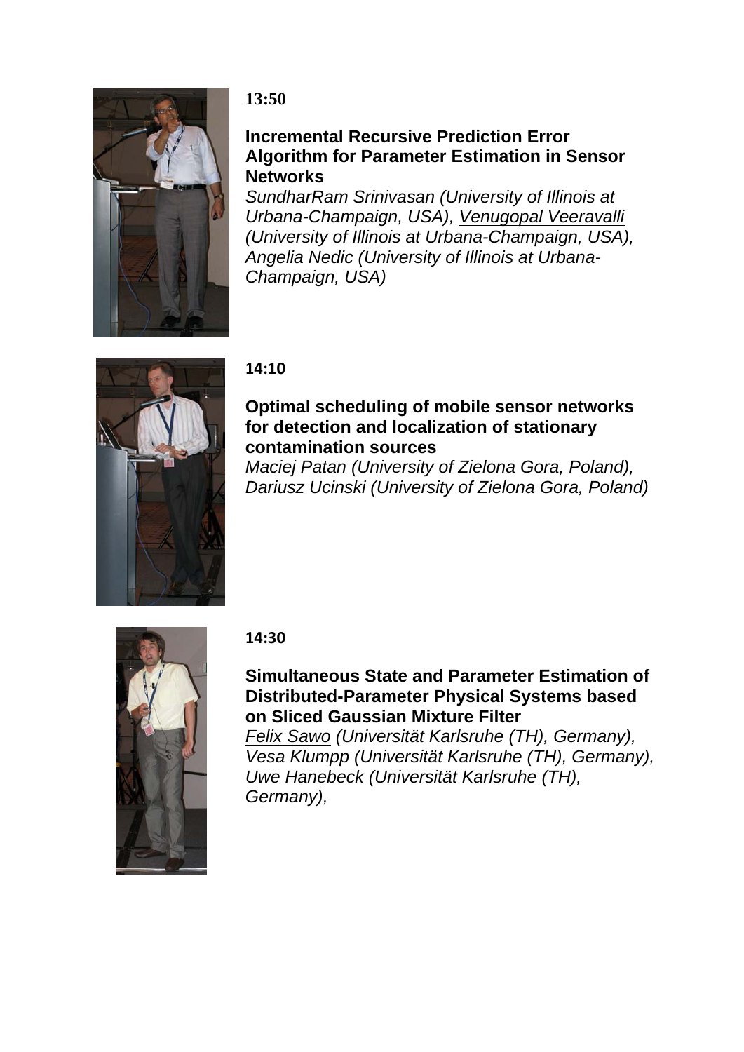**13:50**

**Incremental Recursive Prediction Error Algorithm for Parameter Estimation in Sensor Networks**

*SundharRam Srinivasan (University of Illinois at Urbana-Champaign, USA), Venugopal Veeravalli (University of Illinois at Urbana-Champaign, USA), Angelia Nedic (University of Illinois at Urbana-Champaign, USA)*

**14:10**

**Optimal scheduling of mobile sensor networks for detection and localization of stationary contamination sources**

*Maciej Patan (University of Zielona Gora, Poland), Dariusz Ucinski (University of Zielona Gora, Poland)*

**14:30**

**Simultaneous State and Parameter Estimation of Distributed-Parameter Physical Systems based on Sliced Gaussian Mixture Filter**

*Felix Sawo (Universität Karlsruhe (TH), Germany), Vesa Klumpp (Universität Karlsruhe (TH), Germany), Uwe Hanebeck (Universität Karlsruhe (TH), Germany),*